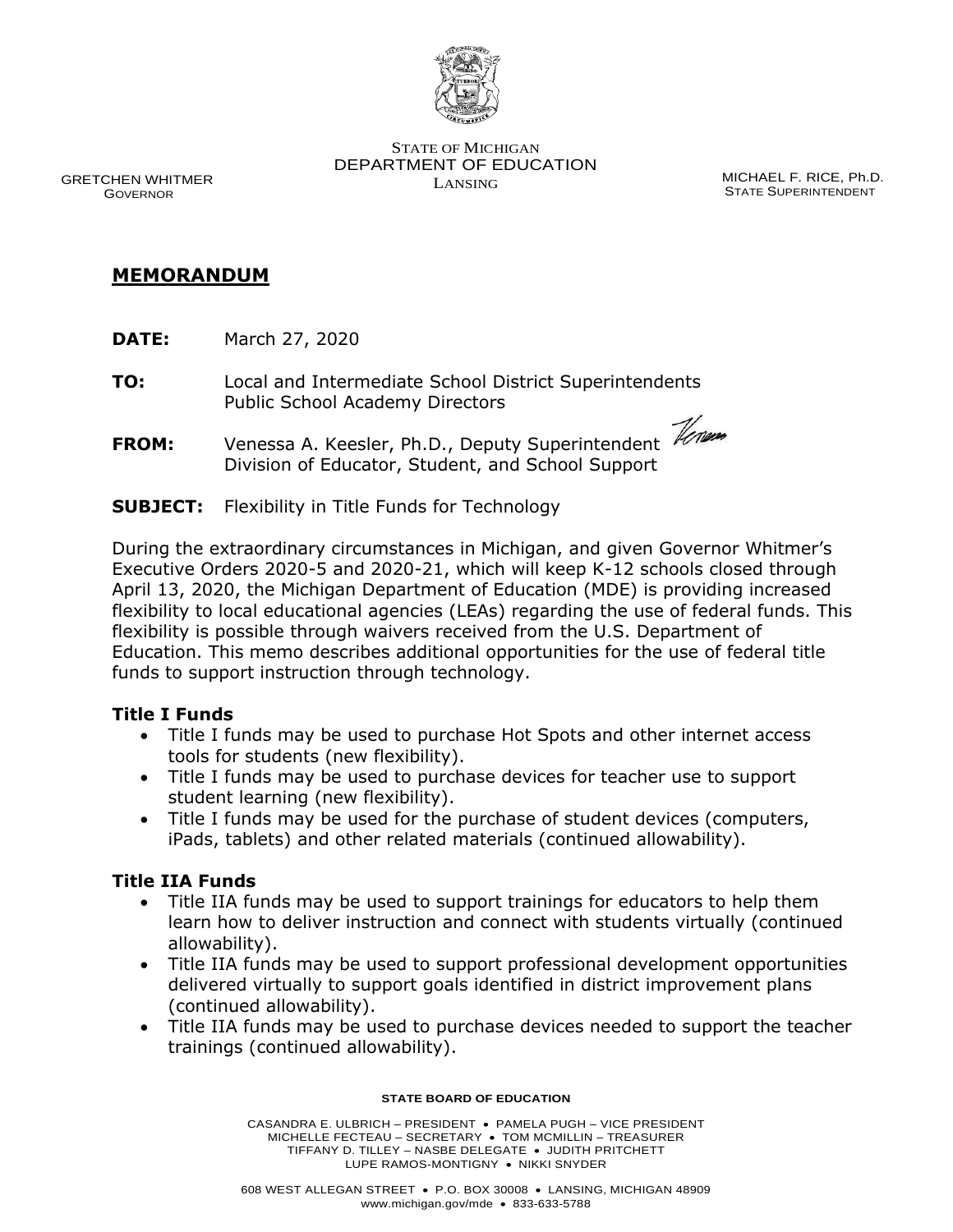STATE OF MICHIGAN
DEPARTMENT OF EDUCATION
LANSING

GRETCHEN WHITMER
GOVERNOR

MICHAEL F. RICE, Ph.D.
STATE SUPERINTENDENT

## MEMORANDUM

**DATE:** March 27, 2020

**TO:** Local and Intermediate School District Superintendents
Public School Academy Directors

**FROM:** Venessa A. Keesler, Ph.D., Deputy Superintendent
Division of Educator, Student, and School Support

**SUBJECT:** Flexibility in Title Funds for Technology

During the extraordinary circumstances in Michigan, and given Governor Whitmer's Executive Orders 2020-5 and 2020-21, which will keep K-12 schools closed through April 13, 2020, the Michigan Department of Education (MDE) is providing increased flexibility to local educational agencies (LEAs) regarding the use of federal funds. This flexibility is possible through waivers received from the U.S. Department of Education. This memo describes additional opportunities for the use of federal title funds to support instruction through technology.

### Title I Funds

- Title I funds may be used to purchase Hot Spots and other internet access tools for students (new flexibility).
- Title I funds may be used to purchase devices for teacher use to support student learning (new flexibility).
- Title I funds may be used for the purchase of student devices (computers, iPads, tablets) and other related materials (continued allowability).

### Title IIA Funds

- Title IIA funds may be used to support trainings for educators to help them learn how to deliver instruction and connect with students virtually (continued allowability).
- Title IIA funds may be used to support professional development opportunities delivered virtually to support goals identified in district improvement plans (continued allowability).
- Title IIA funds may be used to purchase devices needed to support the teacher trainings (continued allowability).

**STATE BOARD OF EDUCATION**

CASANDRA E. ULBRICH – PRESIDENT • PAMELA PUGH – VICE PRESIDENT
MICHELLE FECTEAU – SECRETARY • TOM MCMILLIN – TREASURER
TIFFANY D. TILLEY – NASBE DELEGATE • JUDITH PRITCHETT
LUPE RAMOS-MONTIGNY • NIKKI SNYDER

608 WEST ALLEGAN STREET • P.O. BOX 30008 • LANSING, MICHIGAN 48909
www.michigan.gov/mde • 833-633-5788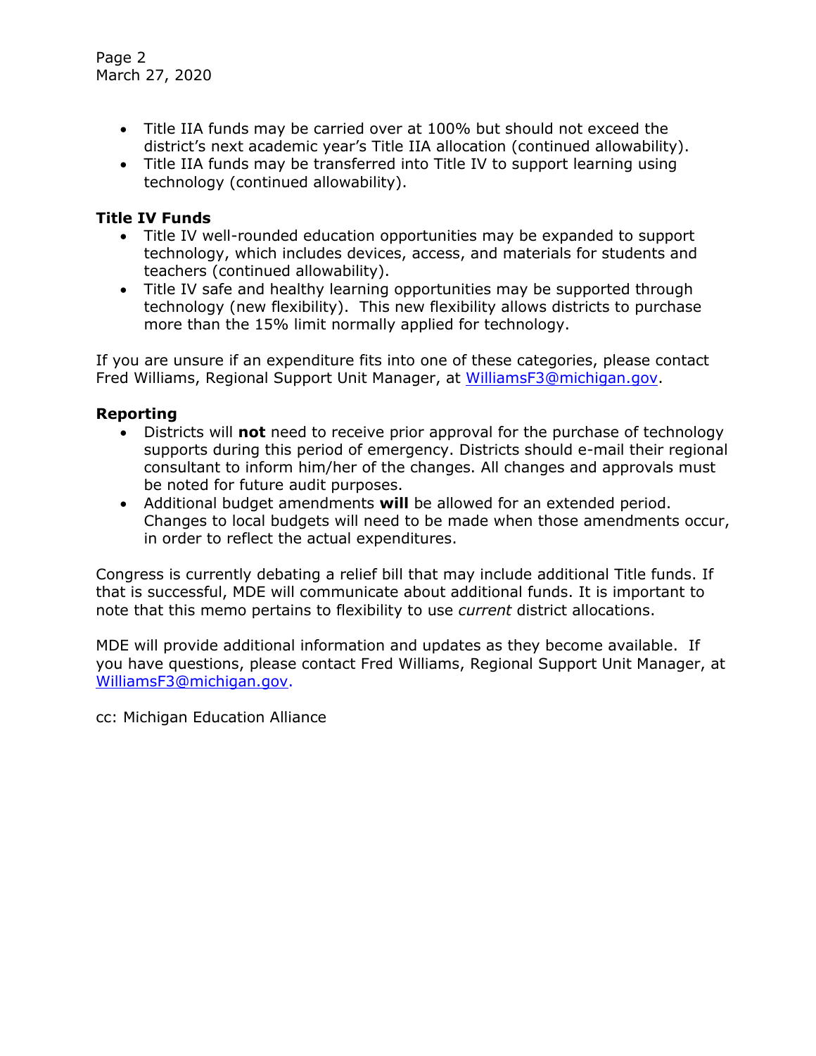- Title IIA funds may be carried over at 100% but should not exceed the district's next academic year's Title IIA allocation (continued allowability).
- Title IIA funds may be transferred into Title IV to support learning using technology (continued allowability).

**Title IV Funds**

- Title IV well-rounded education opportunities may be expanded to support technology, which includes devices, access, and materials for students and teachers (continued allowability).
- Title IV safe and healthy learning opportunities may be supported through technology (new flexibility). This new flexibility allows districts to purchase more than the 15% limit normally applied for technology.

If you are unsure if an expenditure fits into one of these categories, please contact Fred Williams, Regional Support Unit Manager, at WilliamsF3@michigan.gov.

**Reporting**

- Districts will **not** need to receive prior approval for the purchase of technology supports during this period of emergency. Districts should e-mail their regional consultant to inform him/her of the changes. All changes and approvals must be noted for future audit purposes.
- Additional budget amendments **will** be allowed for an extended period. Changes to local budgets will need to be made when those amendments occur, in order to reflect the actual expenditures.

Congress is currently debating a relief bill that may include additional Title funds. If that is successful, MDE will communicate about additional funds. It is important to note that this memo pertains to flexibility to use *current* district allocations.

MDE will provide additional information and updates as they become available. If you have questions, please contact Fred Williams, Regional Support Unit Manager, at WilliamsF3@michigan.gov.

cc: Michigan Education Alliance